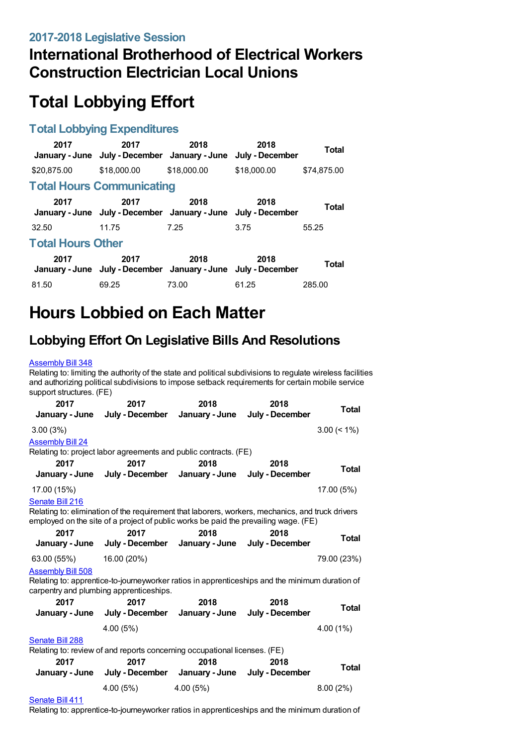## 2017-2018 Legislative Session

# International Brotherhood of Electrical Workers Construction Electrician Local Unions

# Total Lobbying Effort

### Total Lobbying Expenditures

| 2017 January - June | 2017 July - December | 2018 January - June | 2018 July - December | Total |
|---|---|---|---|---|
| $20,875.00 | $18,000.00 | $18,000.00 | $18,000.00 | $74,875.00 |

### Total Hours Communicating

| 2017 January - June | 2017 July - December | 2018 January - June | 2018 July - December | Total |
|---|---|---|---|---|
| 32.50 | 11.75 | 7.25 | 3.75 | 55.25 |

### Total Hours Other

| 2017 January - June | 2017 July - December | 2018 January - June | 2018 July - December | Total |
|---|---|---|---|---|
| 81.50 | 69.25 | 73.00 | 61.25 | 285.00 |

# Hours Lobbied on Each Matter

## Lobbying Effort On Legislative Bills And Resolutions

Assembly Bill 348

Relating to: limiting the authority of the state and political subdivisions to regulate wireless facilities and authorizing political subdivisions to impose setback requirements for certain mobile service support structures. (FE)

| 2017 January - June | 2017 July - December | 2018 January - June | 2018 July - December | Total |
|---|---|---|---|---|
| 3.00 (3%) | | | | 3.00 (< 1%) |

Assembly Bill 24

Relating to: project labor agreements and public contracts. (FE)

| 2017 January - June | 2017 July - December | 2018 January - June | 2018 July - December | Total |
|---|---|---|---|---|
| 17.00 (15%) | | | | 17.00 (5%) |

Senate Bill 216

Relating to: elimination of the requirement that laborers, workers, mechanics, and truck drivers employed on the site of a project of public works be paid the prevailing wage. (FE)

| 2017 January - June | 2017 July - December | 2018 January - June | 2018 July - December | Total |
|---|---|---|---|---|
| 63.00 (55%) | 16.00 (20%) | | | 79.00 (23%) |

Assembly Bill 508

Relating to: apprentice-to-journeyworker ratios in apprenticeships and the minimum duration of carpentry and plumbing apprenticeships.

| 2017 January - June | 2017 July - December | 2018 January - June | 2018 July - December | Total |
|---|---|---|---|---|
| | 4.00 (5%) | | | 4.00 (1%) |

Senate Bill 288

Relating to: review of and reports concerning occupational licenses. (FE)

| 2017 January - June | 2017 July - December | 2018 January - June | 2018 July - December | Total |
|---|---|---|---|---|
| | 4.00 (5%) | 4.00 (5%) | | 8.00 (2%) |

Senate Bill 411

Relating to: apprentice-to-journeyworker ratios in apprenticeships and the minimum duration of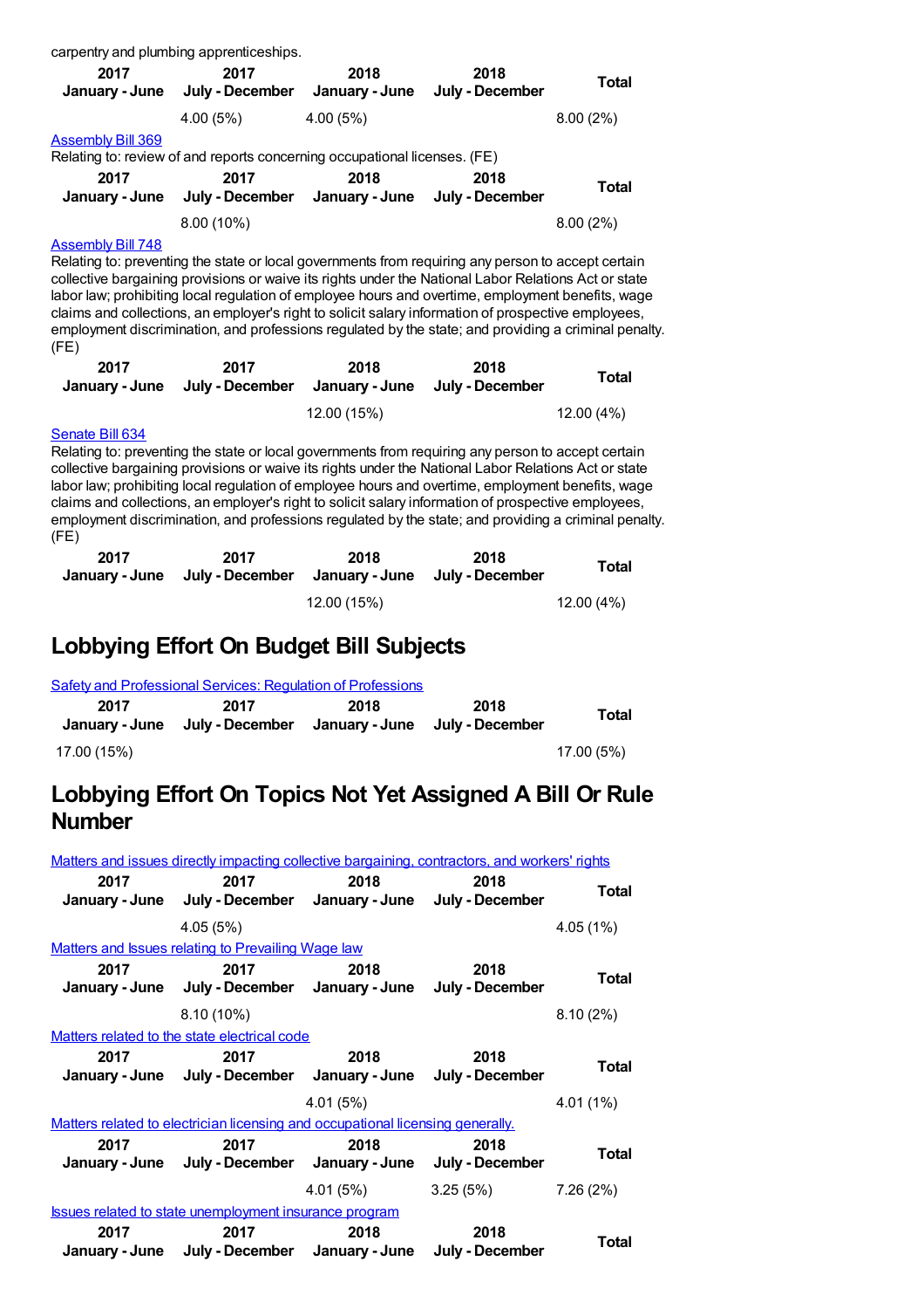carpentry and plumbing apprenticeships.

| 2017 January - June | 2017 July - December | 2018 January - June | 2018 July - December | Total |
|---|---|---|---|---|
| | 4.00 (5%) | 4.00 (5%) | | 8.00 (2%) |

[Assembly Bill 369](#)

Relating to: review of and reports concerning occupational licenses. (FE)

| 2017 January - June | 2017 July - December | 2018 January - June | 2018 July - December | Total |
|---|---|---|---|---|
| | 8.00 (10%) | | | 8.00 (2%) |

[Assembly Bill 748](#)

Relating to: preventing the state or local governments from requiring any person to accept certain collective bargaining provisions or waive its rights under the National Labor Relations Act or state labor law; prohibiting local regulation of employee hours and overtime, employment benefits, wage claims and collections, an employer's right to solicit salary information of prospective employees, employment discrimination, and professions regulated by the state; and providing a criminal penalty. (FE)

| 2017 January - June | 2017 July - December | 2018 January - June | 2018 July - December | Total |
|---|---|---|---|---|
| | | 12.00 (15%) | | 12.00 (4%) |

[Senate Bill 634](#)

Relating to: preventing the state or local governments from requiring any person to accept certain collective bargaining provisions or waive its rights under the National Labor Relations Act or state labor law; prohibiting local regulation of employee hours and overtime, employment benefits, wage claims and collections, an employer's right to solicit salary information of prospective employees, employment discrimination, and professions regulated by the state; and providing a criminal penalty. (FE)

| 2017 January - June | 2017 July - December | 2018 January - June | 2018 July - December | Total |
|---|---|---|---|---|
| | | 12.00 (15%) | | 12.00 (4%) |

## Lobbying Effort On Budget Bill Subjects

[Safety and Professional Services: Regulation of Professions](#)

| 2017 January - June | 2017 July - December | 2018 January - June | 2018 July - December | Total |
|---|---|---|---|---|
| 17.00 (15%) | | | | 17.00 (5%) |

## Lobbying Effort On Topics Not Yet Assigned A Bill Or Rule Number

[Matters and issues directly impacting collective bargaining, contractors, and workers' rights](#)

| 2017 January - June | 2017 July - December | 2018 January - June | 2018 July - December | Total |
|---|---|---|---|---|
| | 4.05 (5%) | | | 4.05 (1%) |

[Matters and Issues relating to Prevailing Wage law](#)

| 2017 January - June | 2017 July - December | 2018 January - June | 2018 July - December | Total |
|---|---|---|---|---|
| | 8.10 (10%) | | | 8.10 (2%) |

[Matters related to the state electrical code](#)

| 2017 January - June | 2017 July - December | 2018 January - June | 2018 July - December | Total |
|---|---|---|---|---|
| | | 4.01 (5%) | | 4.01 (1%) |

[Matters related to electrician licensing and occupational licensing generally.](#)

| 2017 January - June | 2017 July - December | 2018 January - June | 2018 July - December | Total |
|---|---|---|---|---|
| | | 4.01 (5%) | 3.25 (5%) | 7.26 (2%) |

[Issues related to state unemployment insurance program](#)

| 2017 January - June | 2017 July - December | 2018 January - June | 2018 July - December | Total |
|---|---|---|---|---|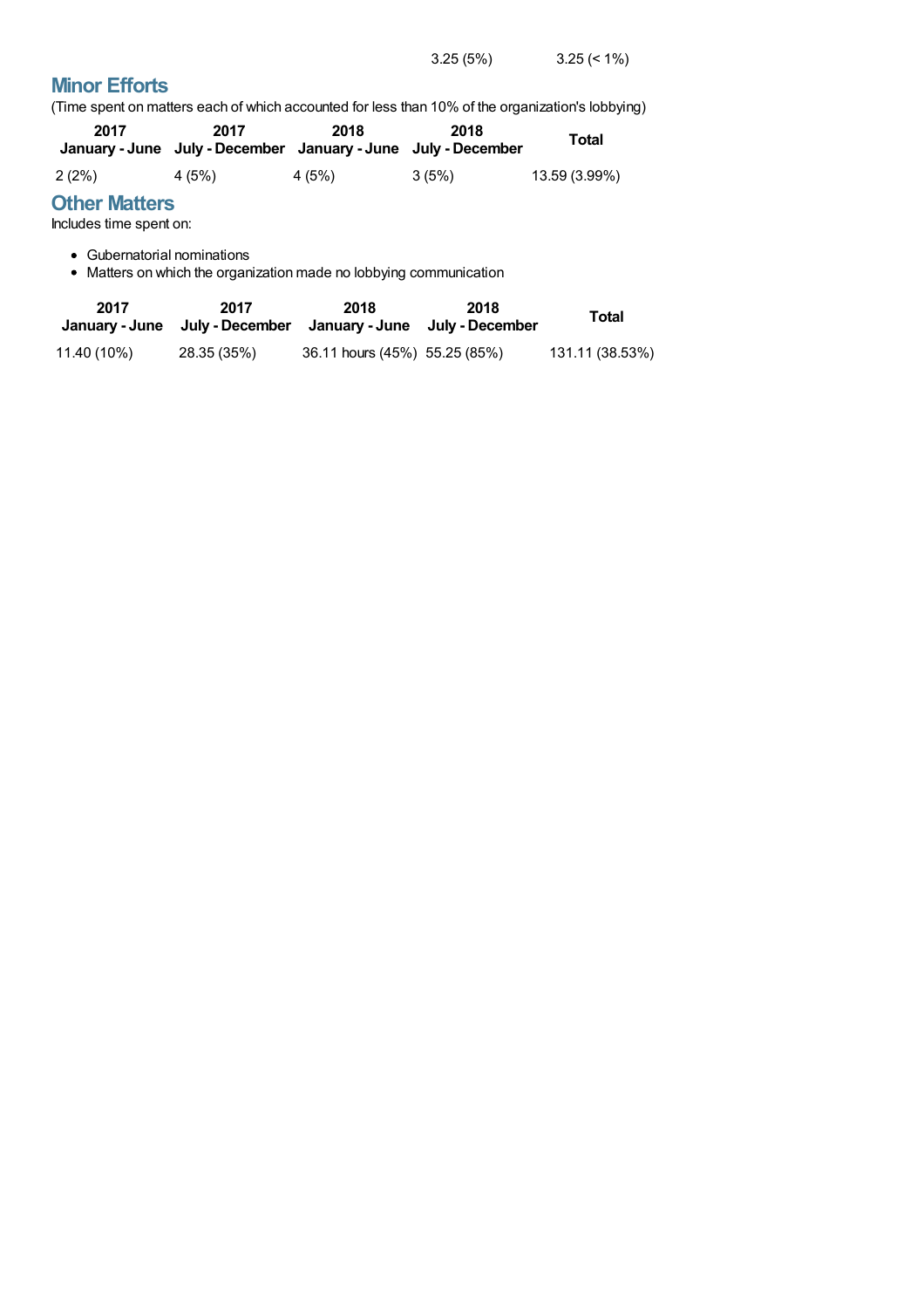| | | | | |
|---|---|---|---|---|
| | | | 3.25 (5%) | 3.25 (< 1%) |

## Minor Efforts

(Time spent on matters each of which accounted for less than 10% of the organization's lobbying)

| 2017 January - June | 2017 July - December | 2018 January - June | 2018 July - December | Total |
|---|---|---|---|---|
| 2 (2%) | 4 (5%) | 4 (5%) | 3 (5%) | 13.59 (3.99%) |

## Other Matters

Includes time spent on:

- Gubernatorial nominations
- Matters on which the organization made no lobbying communication

| 2017 January - June | 2017 July - December | 2018 January - June | 2018 July - December | Total |
|---|---|---|---|---|
| 11.40 (10%) | 28.35 (35%) | 36.11 hours (45%) | 55.25 (85%) | 131.11 (38.53%) |